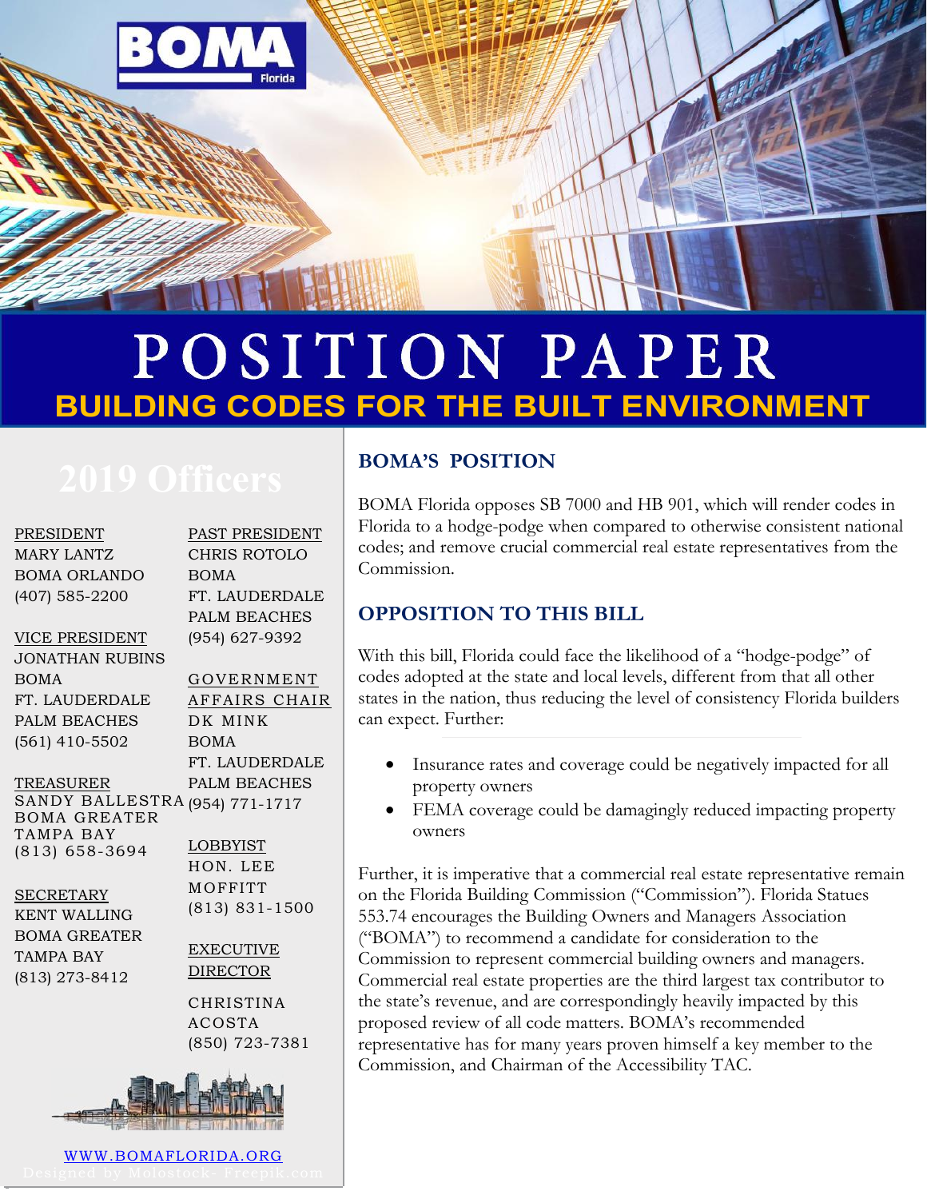# POSITION PAPER

## BUILDING CODES FOR THE BUILT ENVIRONMENT

### 2019 Officers

PRESIDENT
MARY LANTZ
BOMA ORLANDO
(407) 585-2200

VICE PRESIDENT
JONATHAN RUBINS
BOMA
FT. LAUDERDALE
PALM BEACHES
(561) 410-5502

TREASURER
SANDY BALLESTRA
BOMA GREATER
TAMPA BAY
(813) 658-3694

SECRETARY
KENT WALLING
BOMA GREATER
TAMPA BAY
(813) 273-8412

PAST PRESIDENT
CHRIS ROTOLO
BOMA
FT. LAUDERDALE
PALM BEACHES
(954) 627-9392

GOVERNMENT AFFAIRS CHAIR
DK MINK
BOMA
FT. LAUDERDALE
PALM BEACHES
(954) 771-1717

LOBBYIST
HON. LEE MOFFITT
(813) 831-1500

EXECUTIVE DIRECTOR
CHRISTINA ACOSTA
(850) 723-7381

WWW.BOMAFLORIDA.ORG

Designed by Molostock- Freepik.com

## BOMA'S POSITION

BOMA Florida opposes SB 7000 and HB 901, which will render codes in Florida to a hodge-podge when compared to otherwise consistent national codes; and remove crucial commercial real estate representatives from the Commission.

## OPPOSITION TO THIS BILL

With this bill, Florida could face the likelihood of a "hodge-podge" of codes adopted at the state and local levels, different from that all other states in the nation, thus reducing the level of consistency Florida builders can expect. Further:

- Insurance rates and coverage could be negatively impacted for all property owners
- FEMA coverage could be damagingly reduced impacting property owners

Further, it is imperative that a commercial real estate representative remain on the Florida Building Commission ("Commission"). Florida Statues 553.74 encourages the Building Owners and Managers Association ("BOMA") to recommend a candidate for consideration to the Commission to represent commercial building owners and managers. Commercial real estate properties are the third largest tax contributor to the state's revenue, and are correspondingly heavily impacted by this proposed review of all code matters. BOMA's recommended representative has for many years proven himself a key member to the Commission, and Chairman of the Accessibility TAC.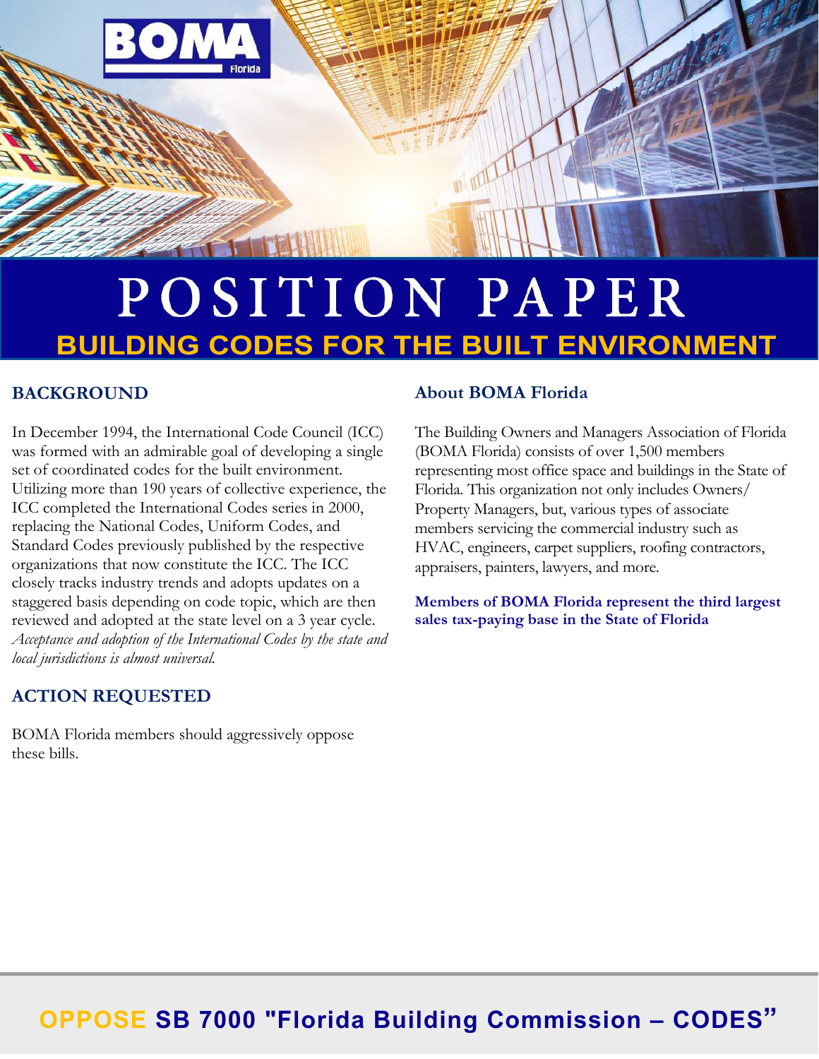BOMA Florida

# POSITION PAPER

## BUILDING CODES FOR THE BUILT ENVIRONMENT

### BACKGROUND

In December 1994, the International Code Council (ICC) was formed with an admirable goal of developing a single set of coordinated codes for the built environment. Utilizing more than 190 years of collective experience, the ICC completed the International Codes series in 2000, replacing the National Codes, Uniform Codes, and Standard Codes previously published by the respective organizations that now constitute the ICC. The ICC closely tracks industry trends and adopts updates on a staggered basis depending on code topic, which are then reviewed and adopted at the state level on a 3 year cycle. *Acceptance and adoption of the International Codes by the state and local jurisdictions is almost universal.*

### ACTION REQUESTED

BOMA Florida members should aggressively oppose these bills.

### About BOMA Florida

The Building Owners and Managers Association of Florida (BOMA Florida) consists of over 1,500 members representing most office space and buildings in the State of Florida. This organization not only includes Owners/ Property Managers, but, various types of associate members servicing the commercial industry such as HVAC, engineers, carpet suppliers, roofing contractors, appraisers, painters, lawyers, and more.

**Members of BOMA Florida represent the third largest sales tax-paying base in the State of Florida**

## OPPOSE SB 7000 "Florida Building Commission – CODES"